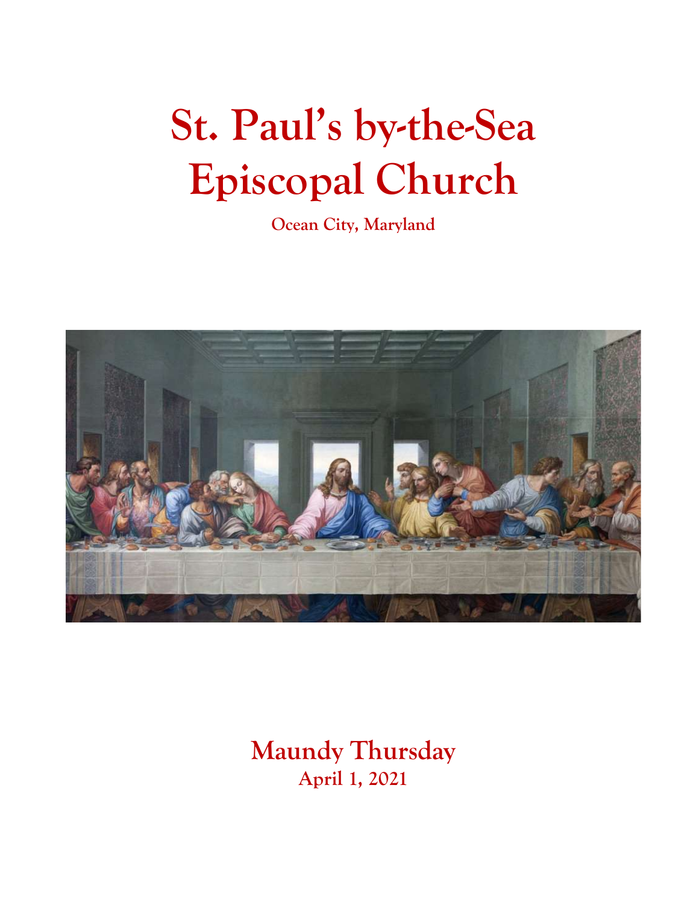# St. Paul's by-the-Sea Episcopal Church

**Ocean City, Maryland**

## Maundy Thursday

**April 1, 2021**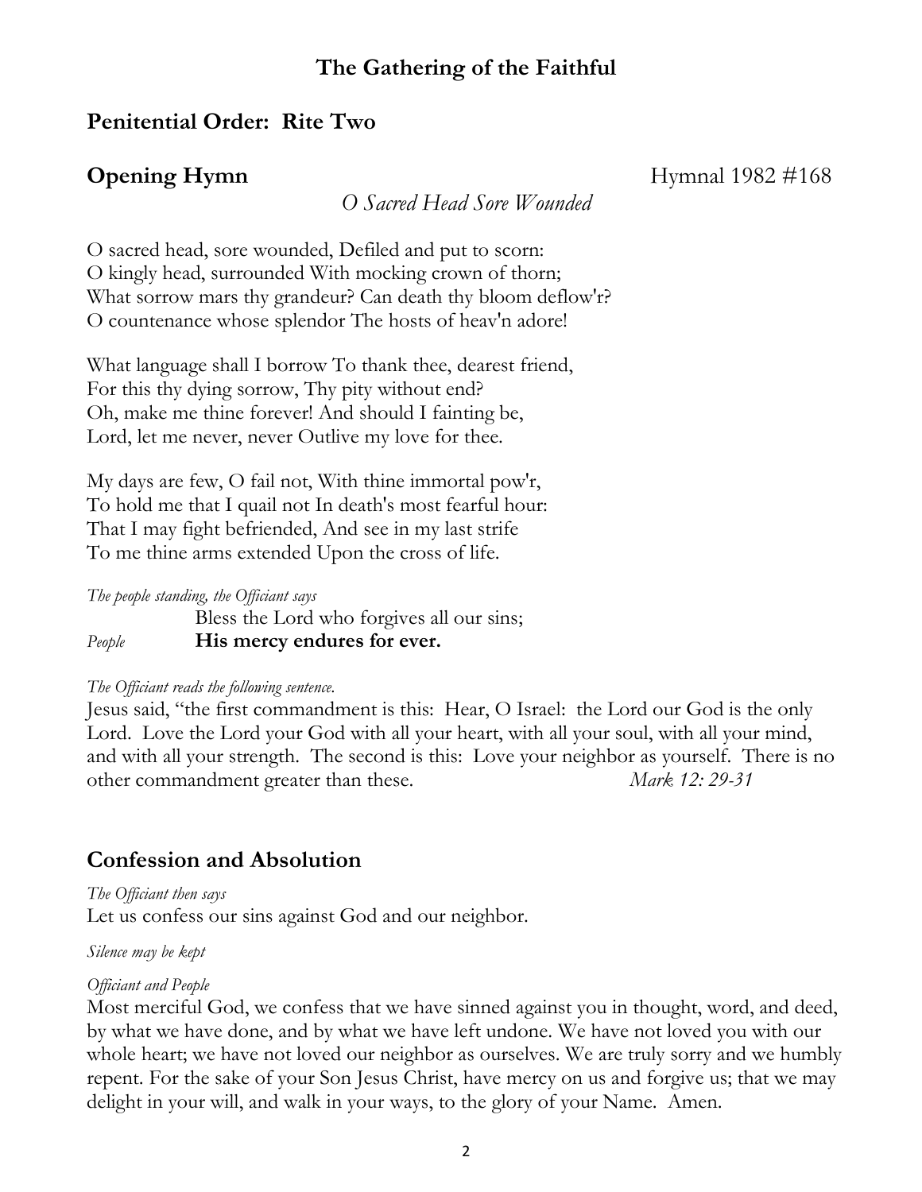## The Gathering of the Faithful

### Penitential Order: Rite Two

### Opening Hymn

Hymnal 1982 #168

*O Sacred Head Sore Wounded*

O sacred head, sore wounded, Defiled and put to scorn:  
O kingly head, surrounded With mocking crown of thorn;  
What sorrow mars thy grandeur? Can death thy bloom deflow'r?  
O countenance whose splendor The hosts of heav'n adore!

What language shall I borrow To thank thee, dearest friend,  
For this thy dying sorrow, Thy pity without end?  
Oh, make me thine forever! And should I fainting be,  
Lord, let me never, never Outlive my love for thee.

My days are few, O fail not, With thine immortal pow'r,  
To hold me that I quail not In death's most fearful hour:  
That I may fight befriended, And see in my last strife  
To me thine arms extended Upon the cross of life.

*The people standing, the Officiant says*

Bless the Lord who forgives all our sins;

*People* **His mercy endures for ever.**

*The Officiant reads the following sentence.*

Jesus said, "the first commandment is this: Hear, O Israel: the Lord our God is the only Lord. Love the Lord your God with all your heart, with all your soul, with all your mind, and with all your strength. The second is this: Love your neighbor as yourself. There is no other commandment greater than these. *Mark 12: 29-31*

### Confession and Absolution

*The Officiant then says*

Let us confess our sins against God and our neighbor.

*Silence may be kept*

*Officiant and People*

Most merciful God, we confess that we have sinned against you in thought, word, and deed, by what we have done, and by what we have left undone. We have not loved you with our whole heart; we have not loved our neighbor as ourselves. We are truly sorry and we humbly repent. For the sake of your Son Jesus Christ, have mercy on us and forgive us; that we may delight in your will, and walk in your ways, to the glory of your Name. Amen.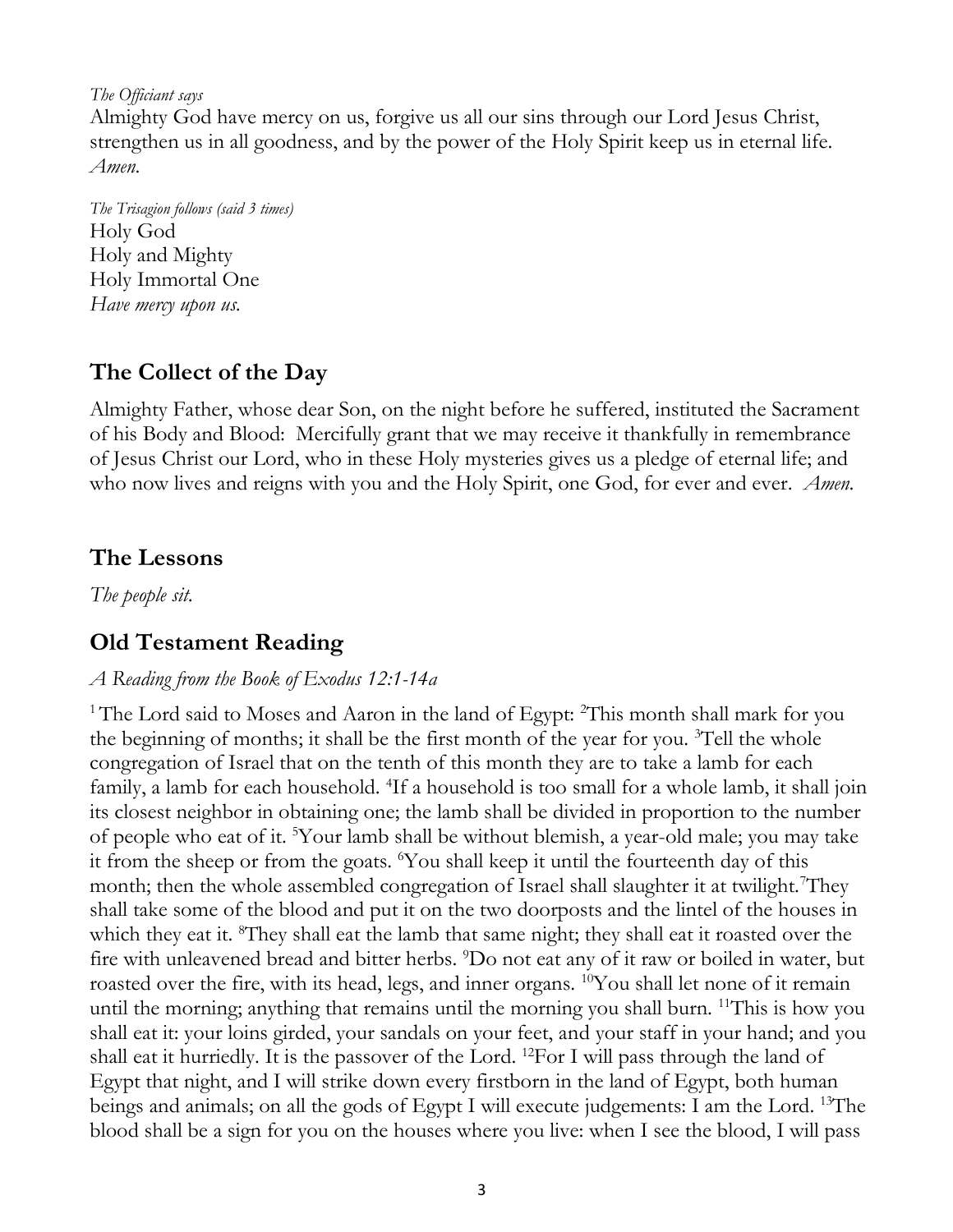*The Officiant says*
Almighty God have mercy on us, forgive us all our sins through our Lord Jesus Christ, strengthen us in all goodness, and by the power of the Holy Spirit keep us in eternal life. *Amen.*

*The Trisagion follows (said 3 times)*
Holy God
Holy and Mighty
Holy Immortal One
*Have mercy upon us.*

## The Collect of the Day

Almighty Father, whose dear Son, on the night before he suffered, instituted the Sacrament of his Body and Blood: Mercifully grant that we may receive it thankfully in remembrance of Jesus Christ our Lord, who in these Holy mysteries gives us a pledge of eternal life; and who now lives and reigns with you and the Holy Spirit, one God, for ever and ever. *Amen.*

## The Lessons

*The people sit.*

## Old Testament Reading

*A Reading from the Book of Exodus 12:1-14a*

[1] The Lord said to Moses and Aaron in the land of Egypt: [2]This month shall mark for you the beginning of months; it shall be the first month of the year for you. [3]Tell the whole congregation of Israel that on the tenth of this month they are to take a lamb for each family, a lamb for each household. [4]If a household is too small for a whole lamb, it shall join its closest neighbor in obtaining one; the lamb shall be divided in proportion to the number of people who eat of it. [5]Your lamb shall be without blemish, a year-old male; you may take it from the sheep or from the goats. [6]You shall keep it until the fourteenth day of this month; then the whole assembled congregation of Israel shall slaughter it at twilight.[7]They shall take some of the blood and put it on the two doorposts and the lintel of the houses in which they eat it. [8]They shall eat the lamb that same night; they shall eat it roasted over the fire with unleavened bread and bitter herbs. [9]Do not eat any of it raw or boiled in water, but roasted over the fire, with its head, legs, and inner organs. [10]You shall let none of it remain until the morning; anything that remains until the morning you shall burn. [11]This is how you shall eat it: your loins girded, your sandals on your feet, and your staff in your hand; and you shall eat it hurriedly. It is the passover of the Lord. [12]For I will pass through the land of Egypt that night, and I will strike down every firstborn in the land of Egypt, both human beings and animals; on all the gods of Egypt I will execute judgements: I am the Lord. [13]The blood shall be a sign for you on the houses where you live: when I see the blood, I will pass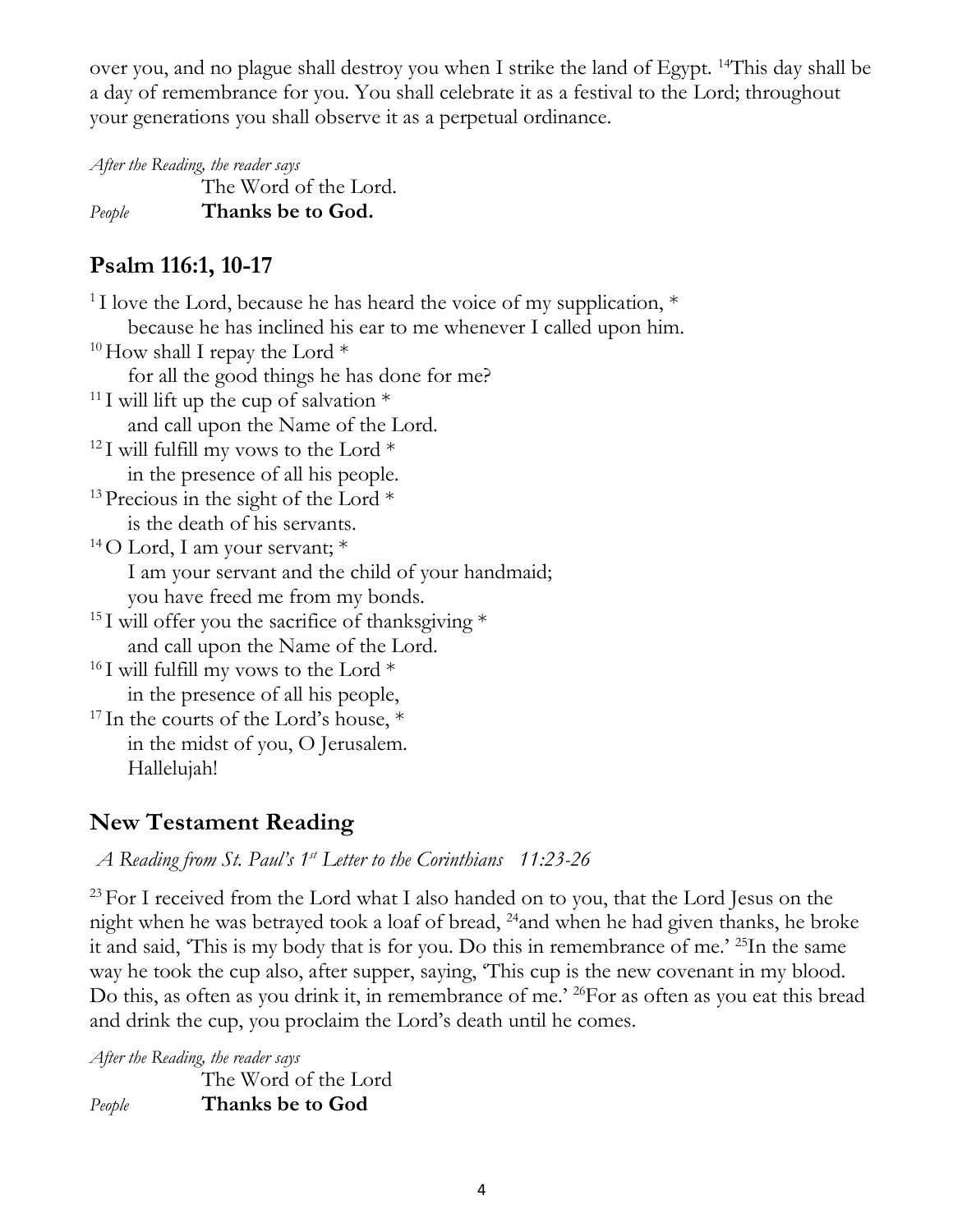over you, and no plague shall destroy you when I strike the land of Egypt. [14]This day shall be a day of remembrance for you. You shall celebrate it as a festival to the Lord; throughout your generations you shall observe it as a perpetual ordinance.

*After the Reading, the reader says*
The Word of the Lord.
*People* **Thanks be to God.**

## Psalm 116:1, 10-17

[1] I love the Lord, because he has heard the voice of my supplication, *
because he has inclined his ear to me whenever I called upon him.
[10] How shall I repay the Lord *
for all the good things he has done for me?
[11] I will lift up the cup of salvation *
and call upon the Name of the Lord.
[12] I will fulfill my vows to the Lord *
in the presence of all his people.
[13] Precious in the sight of the Lord *
is the death of his servants.
[14] O Lord, I am your servant; *
I am your servant and the child of your handmaid;
you have freed me from my bonds.
[15] I will offer you the sacrifice of thanksgiving *
and call upon the Name of the Lord.
[16] I will fulfill my vows to the Lord *
in the presence of all his people,
[17] In the courts of the Lord's house, *
in the midst of you, O Jerusalem.
Hallelujah!

## New Testament Reading

*A Reading from St. Paul's 1st Letter to the Corinthians 11:23-26*

[23] For I received from the Lord what I also handed on to you, that the Lord Jesus on the night when he was betrayed took a loaf of bread, [24]and when he had given thanks, he broke it and said, 'This is my body that is for you. Do this in remembrance of me.' [25]In the same way he took the cup also, after supper, saying, 'This cup is the new covenant in my blood. Do this, as often as you drink it, in remembrance of me.' [26]For as often as you eat this bread and drink the cup, you proclaim the Lord's death until he comes.

*After the Reading, the reader says*
The Word of the Lord
*People* **Thanks be to God**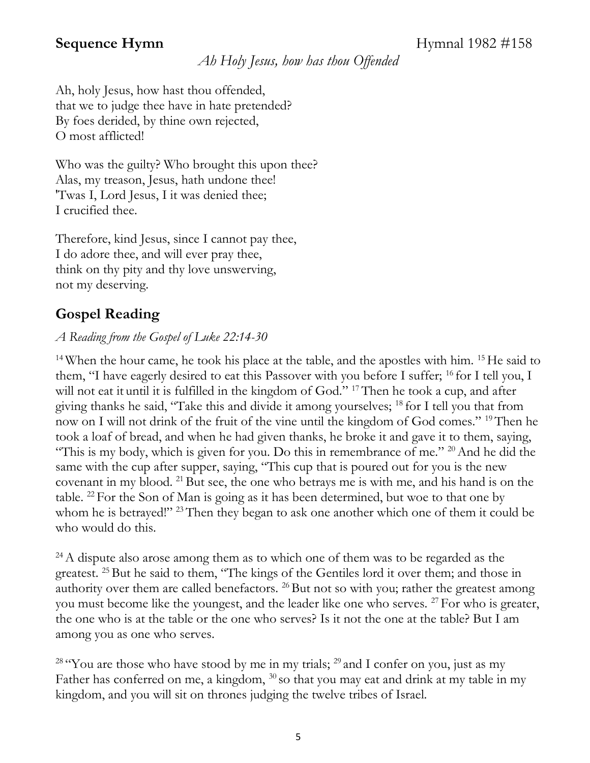**Sequence Hymn** Hymnal 1982 #158

*Ah Holy Jesus, how has thou Offended*

Ah, holy Jesus, how hast thou offended,
that we to judge thee have in hate pretended?
By foes derided, by thine own rejected,
O most afflicted!

Who was the guilty? Who brought this upon thee?
Alas, my treason, Jesus, hath undone thee!
'Twas I, Lord Jesus, I it was denied thee;
I crucified thee.

Therefore, kind Jesus, since I cannot pay thee,
I do adore thee, and will ever pray thee,
think on thy pity and thy love unswerving,
not my deserving.

## Gospel Reading

*A Reading from the Gospel of Luke 22:14-30*

[14] When the hour came, he took his place at the table, and the apostles with him. [15] He said to them, "I have eagerly desired to eat this Passover with you before I suffer; [16] for I tell you, I will not eat it until it is fulfilled in the kingdom of God." [17] Then he took a cup, and after giving thanks he said, "Take this and divide it among yourselves; [18] for I tell you that from now on I will not drink of the fruit of the vine until the kingdom of God comes." [19] Then he took a loaf of bread, and when he had given thanks, he broke it and gave it to them, saying, "This is my body, which is given for you. Do this in remembrance of me." [20] And he did the same with the cup after supper, saying, "This cup that is poured out for you is the new covenant in my blood. [21] But see, the one who betrays me is with me, and his hand is on the table. [22] For the Son of Man is going as it has been determined, but woe to that one by whom he is betrayed!" [23] Then they began to ask one another which one of them it could be who would do this.

[24] A dispute also arose among them as to which one of them was to be regarded as the greatest. [25] But he said to them, "The kings of the Gentiles lord it over them; and those in authority over them are called benefactors. [26] But not so with you; rather the greatest among you must become like the youngest, and the leader like one who serves. [27] For who is greater, the one who is at the table or the one who serves? Is it not the one at the table? But I am among you as one who serves.

[28] "You are those who have stood by me in my trials; [29] and I confer on you, just as my Father has conferred on me, a kingdom, [30] so that you may eat and drink at my table in my kingdom, and you will sit on thrones judging the twelve tribes of Israel.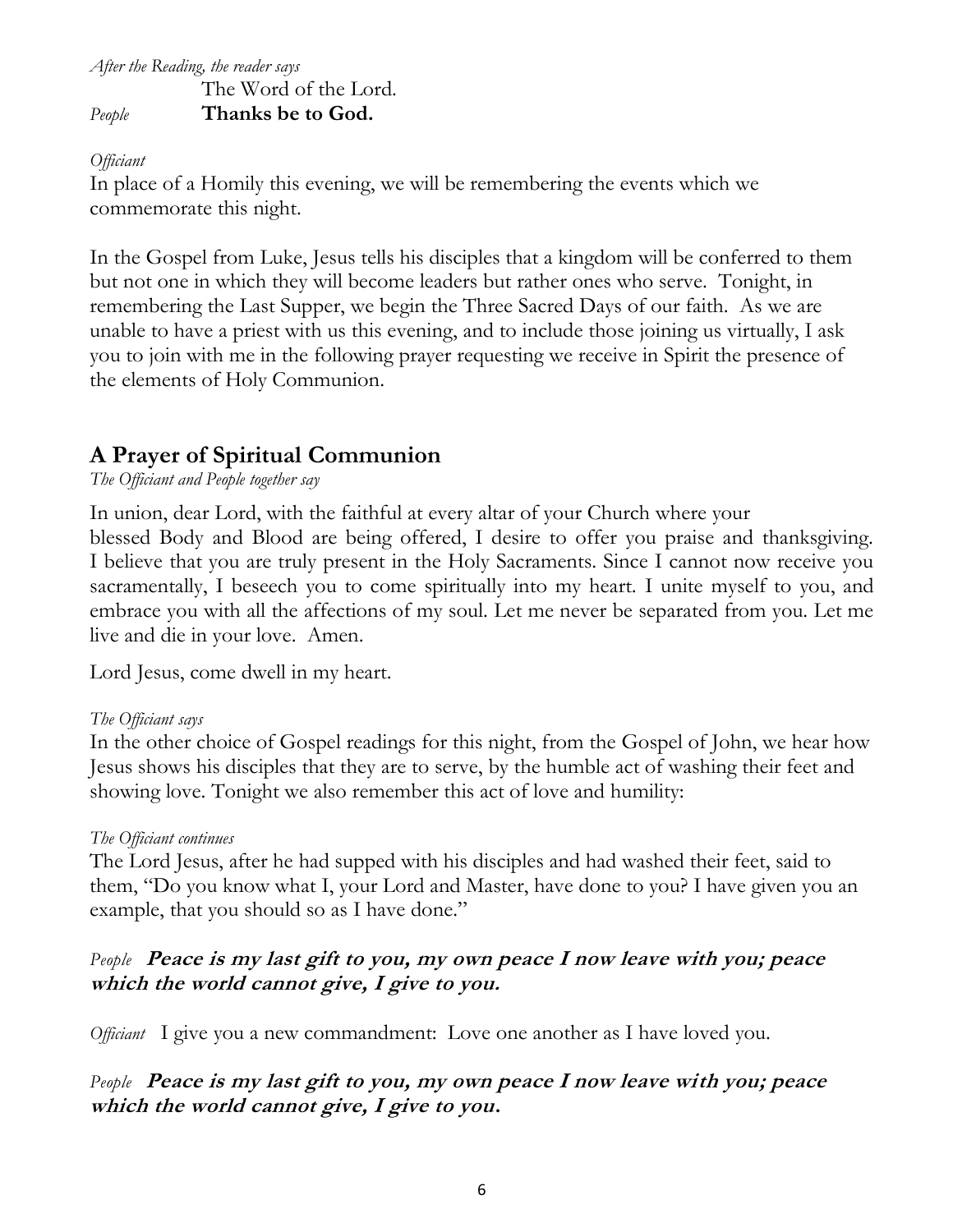*After the Reading, the reader says*

The Word of the Lord.

*People* **Thanks be to God.**

*Officiant*

In place of a Homily this evening, we will be remembering the events which we commemorate this night.

In the Gospel from Luke, Jesus tells his disciples that a kingdom will be conferred to them but not one in which they will become leaders but rather ones who serve. Tonight, in remembering the Last Supper, we begin the Three Sacred Days of our faith. As we are unable to have a priest with us this evening, and to include those joining us virtually, I ask you to join with me in the following prayer requesting we receive in Spirit the presence of the elements of Holy Communion.

## A Prayer of Spiritual Communion

*The Officiant and People together say*

In union, dear Lord, with the faithful at every altar of your Church where your blessed Body and Blood are being offered, I desire to offer you praise and thanksgiving. I believe that you are truly present in the Holy Sacraments. Since I cannot now receive you sacramentally, I beseech you to come spiritually into my heart. I unite myself to you, and embrace you with all the affections of my soul. Let me never be separated from you. Let me live and die in your love. Amen.

Lord Jesus, come dwell in my heart.

*The Officiant says*

In the other choice of Gospel readings for this night, from the Gospel of John, we hear how Jesus shows his disciples that they are to serve, by the humble act of washing their feet and showing love. Tonight we also remember this act of love and humility:

*The Officiant continues*

The Lord Jesus, after he had supped with his disciples and had washed their feet, said to them, "Do you know what I, your Lord and Master, have done to you? I have given you an example, that you should so as I have done."

*People* ***Peace is my last gift to you, my own peace I now leave with you; peace which the world cannot give, I give to you.***

*Officiant* I give you a new commandment: Love one another as I have loved you.

*People* ***Peace is my last gift to you, my own peace I now leave with you; peace which the world cannot give, I give to you.***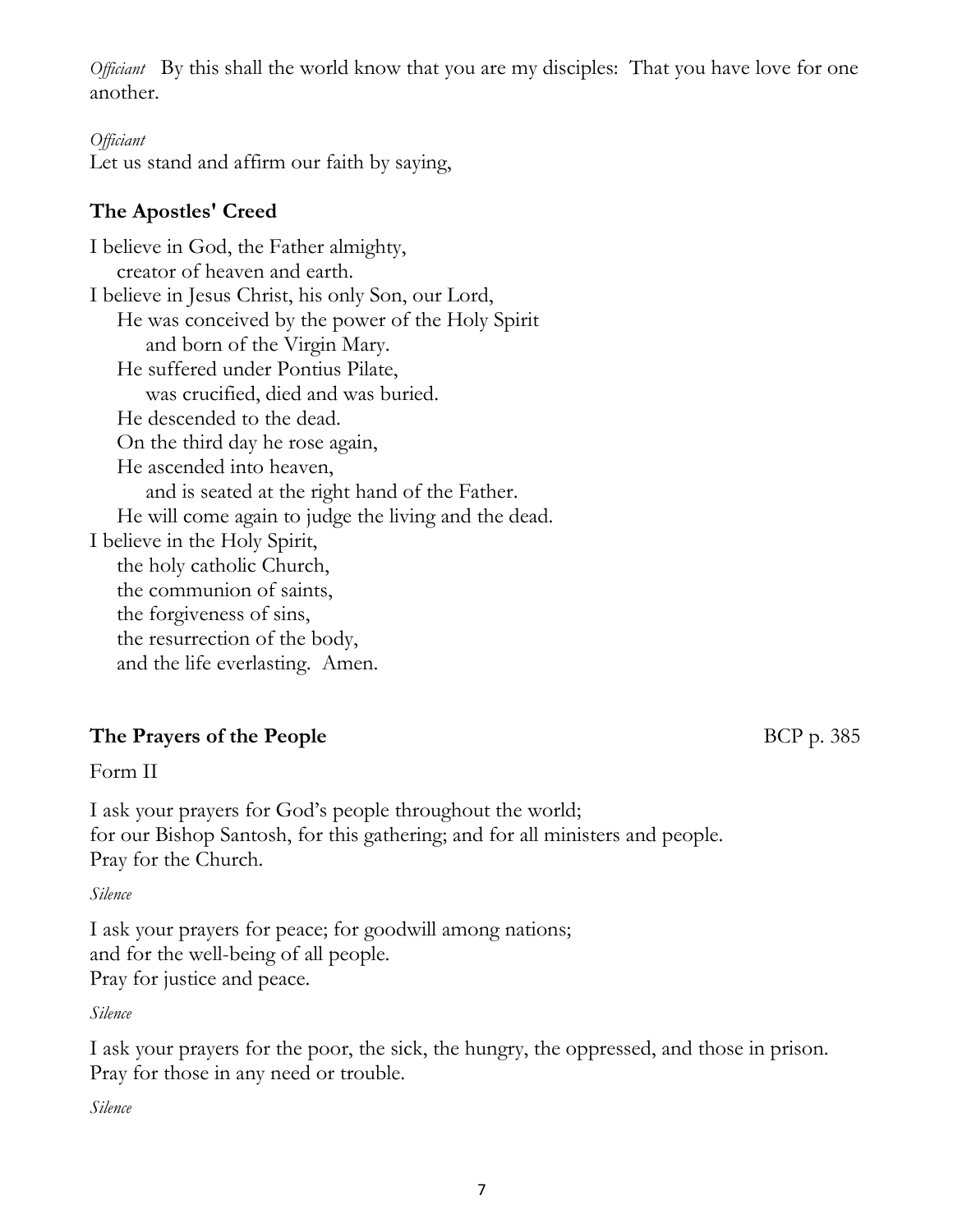*Officiant* By this shall the world know that you are my disciples: That you have love for one another.

*Officiant*
Let us stand and affirm our faith by saying,

**The Apostles' Creed**

I believe in God, the Father almighty,
creator of heaven and earth.
I believe in Jesus Christ, his only Son, our Lord,
He was conceived by the power of the Holy Spirit
and born of the Virgin Mary.
He suffered under Pontius Pilate,
was crucified, died and was buried.
He descended to the dead.
On the third day he rose again,
He ascended into heaven,
and is seated at the right hand of the Father.
He will come again to judge the living and the dead.
I believe in the Holy Spirit,
the holy catholic Church,
the communion of saints,
the forgiveness of sins,
the resurrection of the body,
and the life everlasting. Amen.

**The Prayers of the People** BCP p. 385

Form II

I ask your prayers for God's people throughout the world;
for our Bishop Santosh, for this gathering; and for all ministers and people.
Pray for the Church.

*Silence*

I ask your prayers for peace; for goodwill among nations;
and for the well-being of all people.
Pray for justice and peace.

*Silence*

I ask your prayers for the poor, the sick, the hungry, the oppressed, and those in prison.
Pray for those in any need or trouble.

*Silence*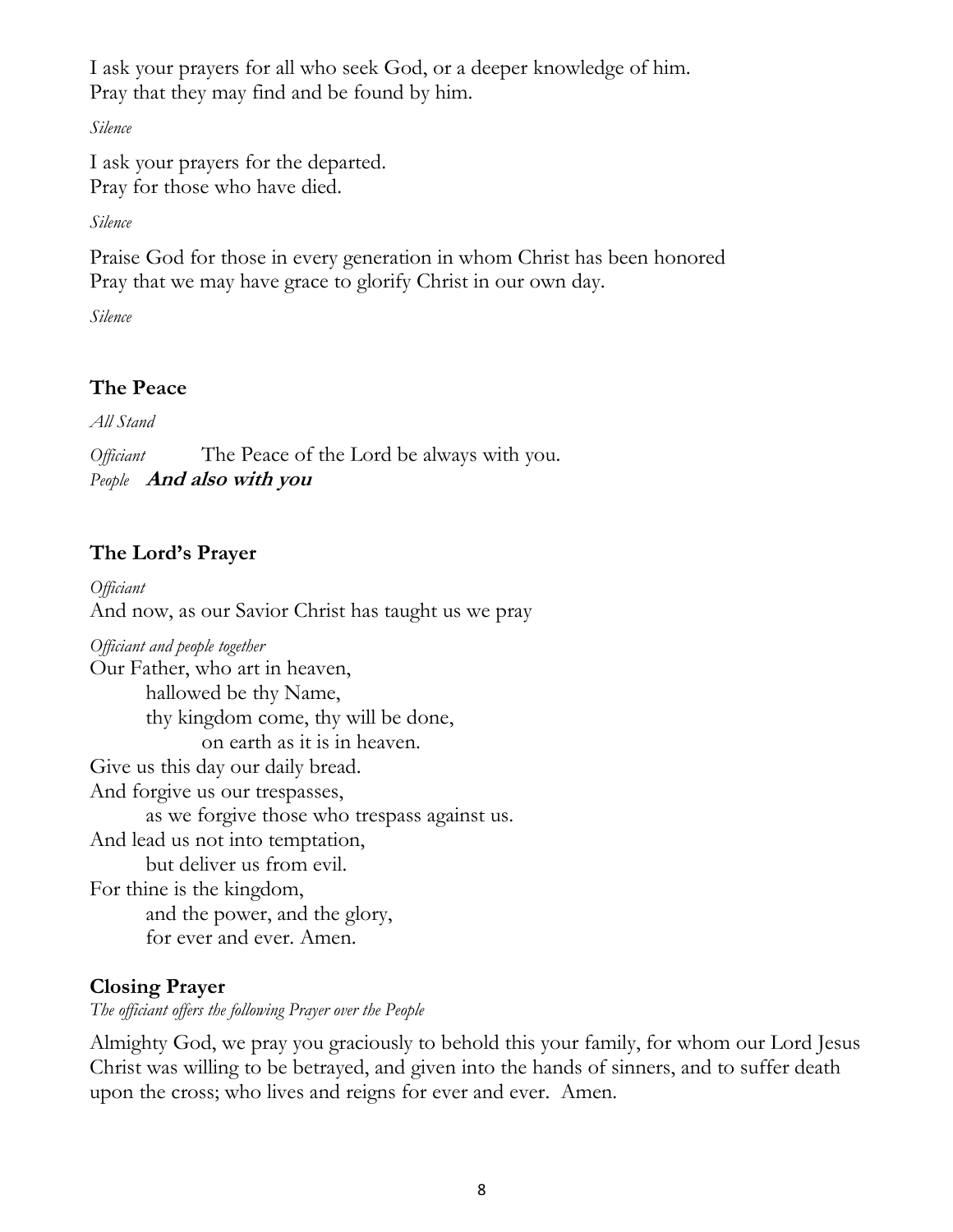I ask your prayers for all who seek God, or a deeper knowledge of him.
Pray that they may find and be found by him.

*Silence*

I ask your prayers for the departed.
Pray for those who have died.

*Silence*

Praise God for those in every generation in whom Christ has been honored
Pray that we may have grace to glorify Christ in our own day.

*Silence*

## The Peace

*All Stand*

*Officiant* The Peace of the Lord be always with you.
*People* ***And also with you***

## The Lord's Prayer

*Officiant*
And now, as our Savior Christ has taught us we pray

*Officiant and people together*
Our Father, who art in heaven,
hallowed be thy Name,
thy kingdom come, thy will be done,
on earth as it is in heaven.
Give us this day our daily bread.
And forgive us our trespasses,
as we forgive those who trespass against us.
And lead us not into temptation,
but deliver us from evil.
For thine is the kingdom,
and the power, and the glory,
for ever and ever. Amen.

## Closing Prayer

*The officiant offers the following Prayer over the People*

Almighty God, we pray you graciously to behold this your family, for whom our Lord Jesus Christ was willing to be betrayed, and given into the hands of sinners, and to suffer death upon the cross; who lives and reigns for ever and ever. Amen.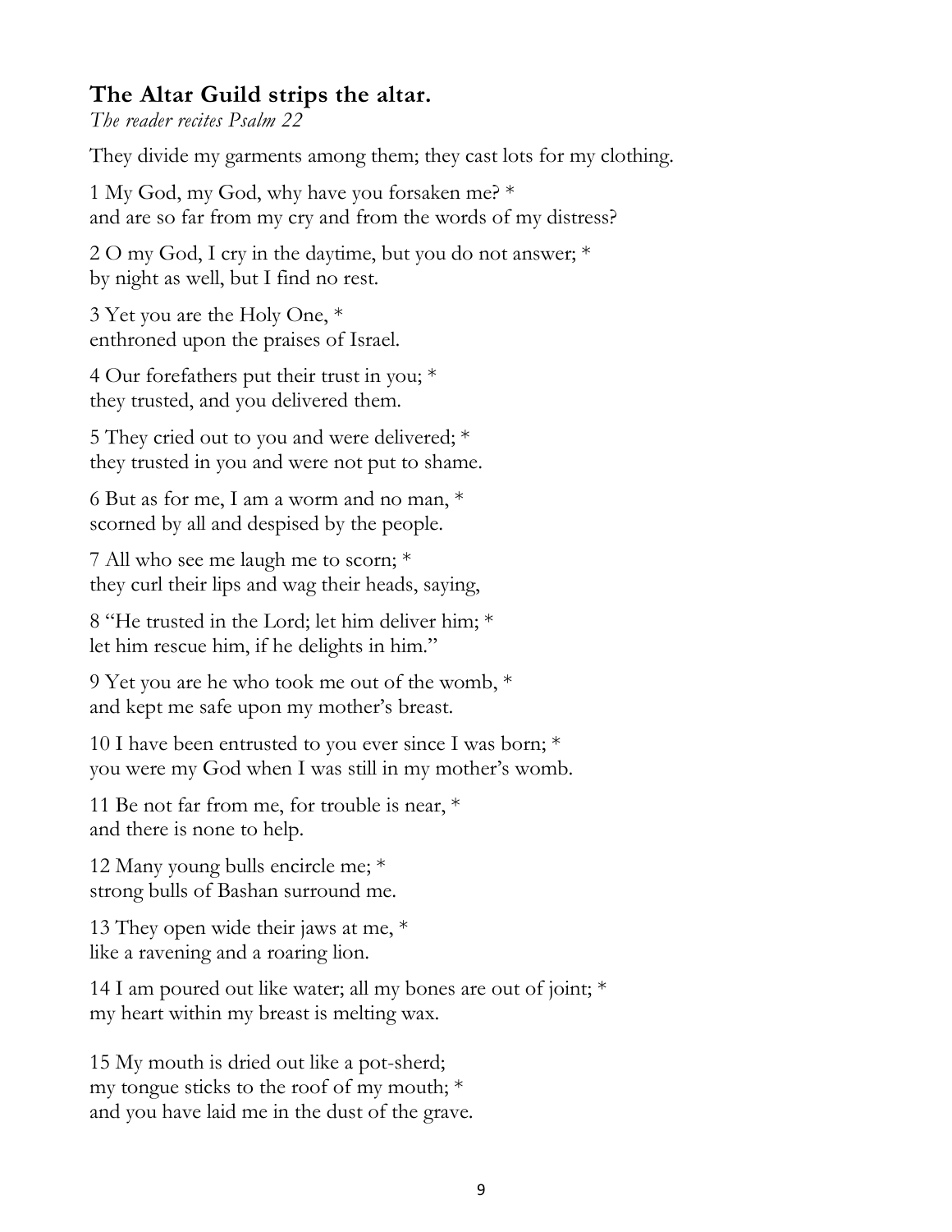## The Altar Guild strips the altar.

*The reader recites Psalm 22*

They divide my garments among them; they cast lots for my clothing.

1 My God, my God, why have you forsaken me? *
and are so far from my cry and from the words of my distress?

2 O my God, I cry in the daytime, but you do not answer; *
by night as well, but I find no rest.

3 Yet you are the Holy One, *
enthroned upon the praises of Israel.

4 Our forefathers put their trust in you; *
they trusted, and you delivered them.

5 They cried out to you and were delivered; *
they trusted in you and were not put to shame.

6 But as for me, I am a worm and no man, *
scorned by all and despised by the people.

7 All who see me laugh me to scorn; *
they curl their lips and wag their heads, saying,

8 "He trusted in the Lord; let him deliver him; *
let him rescue him, if he delights in him."

9 Yet you are he who took me out of the womb, *
and kept me safe upon my mother's breast.

10 I have been entrusted to you ever since I was born; *
you were my God when I was still in my mother's womb.

11 Be not far from me, for trouble is near, *
and there is none to help.

12 Many young bulls encircle me; *
strong bulls of Bashan surround me.

13 They open wide their jaws at me, *
like a ravening and a roaring lion.

14 I am poured out like water; all my bones are out of joint; *
my heart within my breast is melting wax.

15 My mouth is dried out like a pot-sherd;
my tongue sticks to the roof of my mouth; *
and you have laid me in the dust of the grave.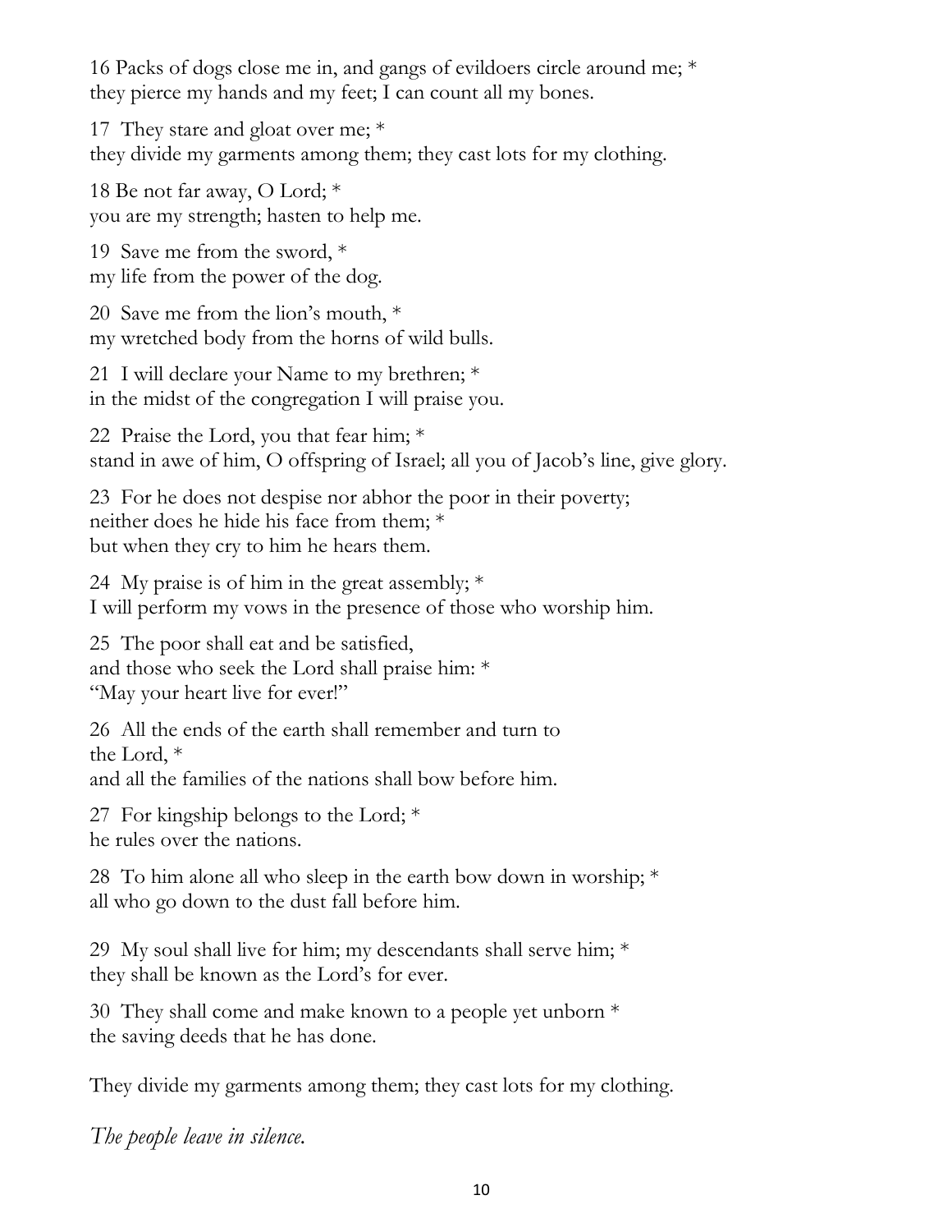16 Packs of dogs close me in, and gangs of evildoers circle around me; *  
they pierce my hands and my feet; I can count all my bones.

17 They stare and gloat over me; *  
they divide my garments among them; they cast lots for my clothing.

18 Be not far away, O Lord; *  
you are my strength; hasten to help me.

19 Save me from the sword, *  
my life from the power of the dog.

20 Save me from the lion's mouth, *  
my wretched body from the horns of wild bulls.

21 I will declare your Name to my brethren; *  
in the midst of the congregation I will praise you.

22 Praise the Lord, you that fear him; *  
stand in awe of him, O offspring of Israel; all you of Jacob's line, give glory.

23 For he does not despise nor abhor the poor in their poverty;  
neither does he hide his face from them; *  
but when they cry to him he hears them.

24 My praise is of him in the great assembly; *  
I will perform my vows in the presence of those who worship him.

25 The poor shall eat and be satisfied,  
and those who seek the Lord shall praise him: *  
"May your heart live for ever!"

26 All the ends of the earth shall remember and turn to  
the Lord, *  
and all the families of the nations shall bow before him.

27 For kingship belongs to the Lord; *  
he rules over the nations.

28 To him alone all who sleep in the earth bow down in worship; *  
all who go down to the dust fall before him.

29 My soul shall live for him; my descendants shall serve him; *  
they shall be known as the Lord's for ever.

30 They shall come and make known to a people yet unborn *  
the saving deeds that he has done.

They divide my garments among them; they cast lots for my clothing.

*The people leave in silence.*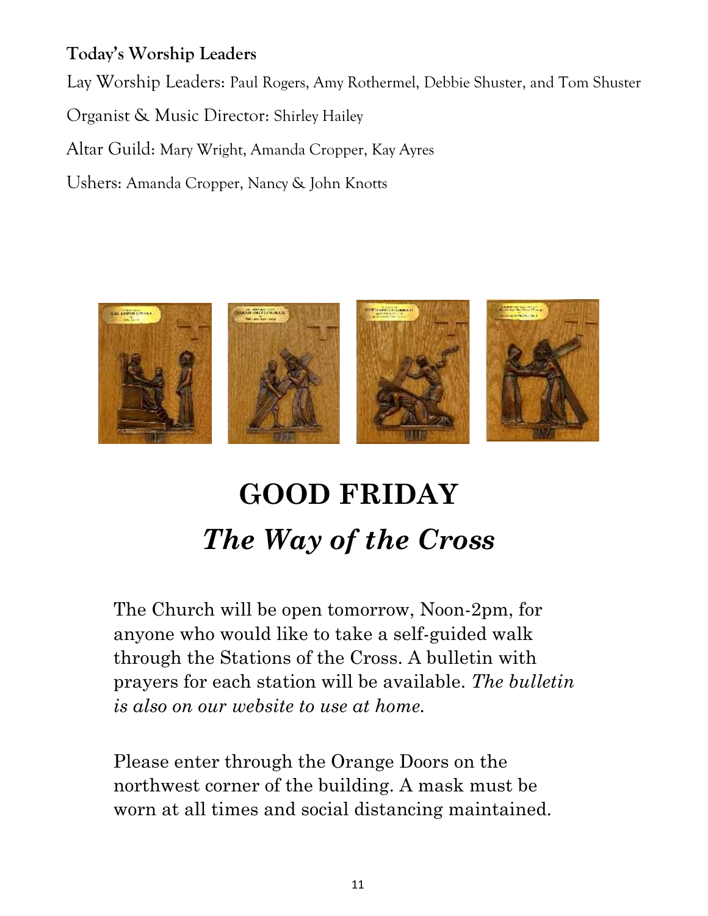**Today's Worship Leaders**

Lay Worship Leaders: Paul Rogers, Amy Rothermel, Debbie Shuster, and Tom Shuster

Organist & Music Director: Shirley Hailey

Altar Guild: Mary Wright, Amanda Cropper, Kay Ayres

Ushers: Amanda Cropper, Nancy & John Knotts

# GOOD FRIDAY

## *The Way of the Cross*

The Church will be open tomorrow, Noon-2pm, for anyone who would like to take a self-guided walk through the Stations of the Cross. A bulletin with prayers for each station will be available. *The bulletin is also on our website to use at home.*

Please enter through the Orange Doors on the northwest corner of the building. A mask must be worn at all times and social distancing maintained.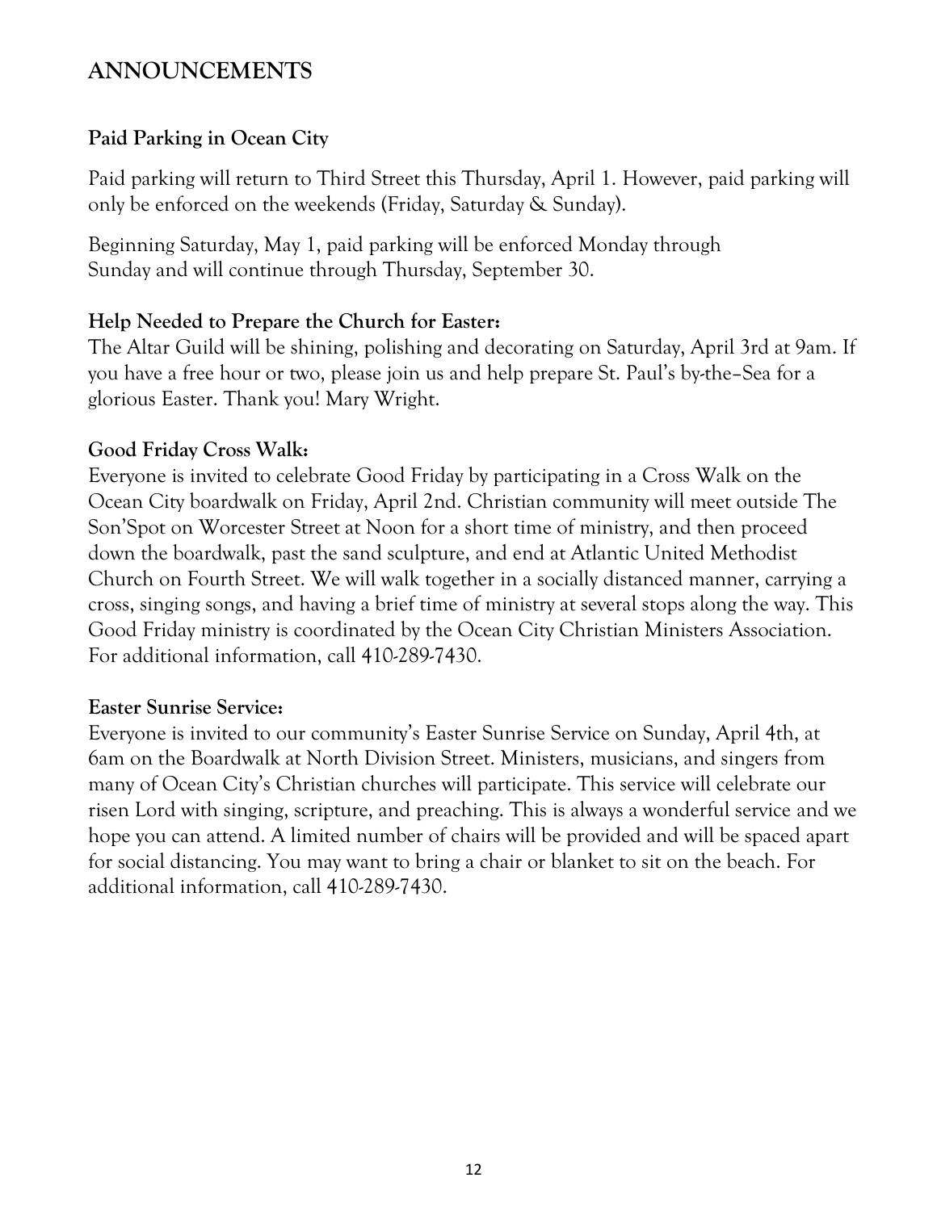## ANNOUNCEMENTS

### Paid Parking in Ocean City

Paid parking will return to Third Street this Thursday, April 1. However, paid parking will only be enforced on the weekends (Friday, Saturday & Sunday).

Beginning Saturday, May 1, paid parking will be enforced Monday through Sunday and will continue through Thursday, September 30.

### Help Needed to Prepare the Church for Easter:

The Altar Guild will be shining, polishing and decorating on Saturday, April 3rd at 9am. If you have a free hour or two, please join us and help prepare St. Paul's by-the–Sea for a glorious Easter. Thank you! Mary Wright.

### Good Friday Cross Walk:

Everyone is invited to celebrate Good Friday by participating in a Cross Walk on the Ocean City boardwalk on Friday, April 2nd. Christian community will meet outside The Son'Spot on Worcester Street at Noon for a short time of ministry, and then proceed down the boardwalk, past the sand sculpture, and end at Atlantic United Methodist Church on Fourth Street. We will walk together in a socially distanced manner, carrying a cross, singing songs, and having a brief time of ministry at several stops along the way. This Good Friday ministry is coordinated by the Ocean City Christian Ministers Association. For additional information, call 410-289-7430.

### Easter Sunrise Service:

Everyone is invited to our community's Easter Sunrise Service on Sunday, April 4th, at 6am on the Boardwalk at North Division Street. Ministers, musicians, and singers from many of Ocean City's Christian churches will participate. This service will celebrate our risen Lord with singing, scripture, and preaching. This is always a wonderful service and we hope you can attend. A limited number of chairs will be provided and will be spaced apart for social distancing. You may want to bring a chair or blanket to sit on the beach. For additional information, call 410-289-7430.